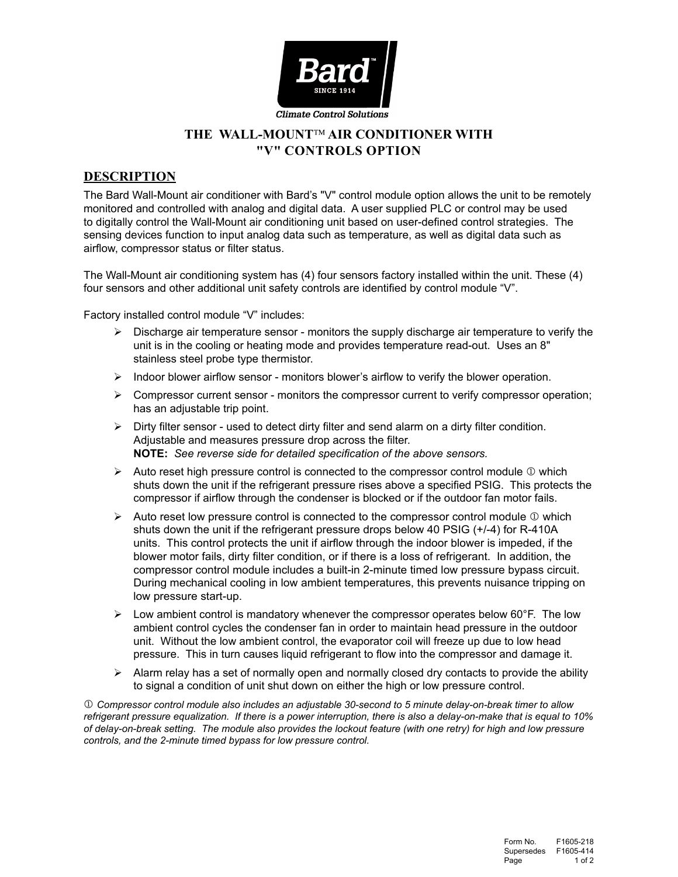# THE WALL-MOUNT™ AIR CONDITIONER WITH "V" CONTROLS OPTION

## DESCRIPTION

The Bard Wall-Mount air conditioner with Bard's "V" control module option allows the unit to be remotely monitored and controlled with analog and digital data. A user supplied PLC or control may be used to digitally control the Wall-Mount air conditioning unit based on user-defined control strategies. The sensing devices function to input analog data such as temperature, as well as digital data such as airflow, compressor status or filter status.

The Wall-Mount air conditioning system has (4) four sensors factory installed within the unit. These (4) four sensors and other additional unit safety controls are identified by control module "V".

Factory installed control module "V" includes:

- Discharge air temperature sensor - monitors the supply discharge air temperature to verify the unit is in the cooling or heating mode and provides temperature read-out. Uses an 8" stainless steel probe type thermistor.
- Indoor blower airflow sensor - monitors blower's airflow to verify the blower operation.
- Compressor current sensor - monitors the compressor current to verify compressor operation; has an adjustable trip point.
- Dirty filter sensor - used to detect dirty filter and send alarm on a dirty filter condition. Adjustable and measures pressure drop across the filter.
  **NOTE:** *See reverse side for detailed specification of the above sensors.*
- Auto reset high pressure control is connected to the compressor control module ① which shuts down the unit if the refrigerant pressure rises above a specified PSIG. This protects the compressor if airflow through the condenser is blocked or if the outdoor fan motor fails.
- Auto reset low pressure control is connected to the compressor control module ① which shuts down the unit if the refrigerant pressure drops below 40 PSIG (+/-4) for R-410A units. This control protects the unit if airflow through the indoor blower is impeded, if the blower motor fails, dirty filter condition, or if there is a loss of refrigerant. In addition, the compressor control module includes a built-in 2-minute timed low pressure bypass circuit. During mechanical cooling in low ambient temperatures, this prevents nuisance tripping on low pressure start-up.
- Low ambient control is mandatory whenever the compressor operates below 60°F. The low ambient control cycles the condenser fan in order to maintain head pressure in the outdoor unit. Without the low ambient control, the evaporator coil will freeze up due to low head pressure. This in turn causes liquid refrigerant to flow into the compressor and damage it.
- Alarm relay has a set of normally open and normally closed dry contacts to provide the ability to signal a condition of unit shut down on either the high or low pressure control.

*① Compressor control module also includes an adjustable 30-second to 5 minute delay-on-break timer to allow refrigerant pressure equalization. If there is a power interruption, there is also a delay-on-make that is equal to 10% of delay-on-break setting. The module also provides the lockout feature (with one retry) for high and low pressure controls, and the 2-minute timed bypass for low pressure control.*

Form No. F1605-218
Supersedes F1605-414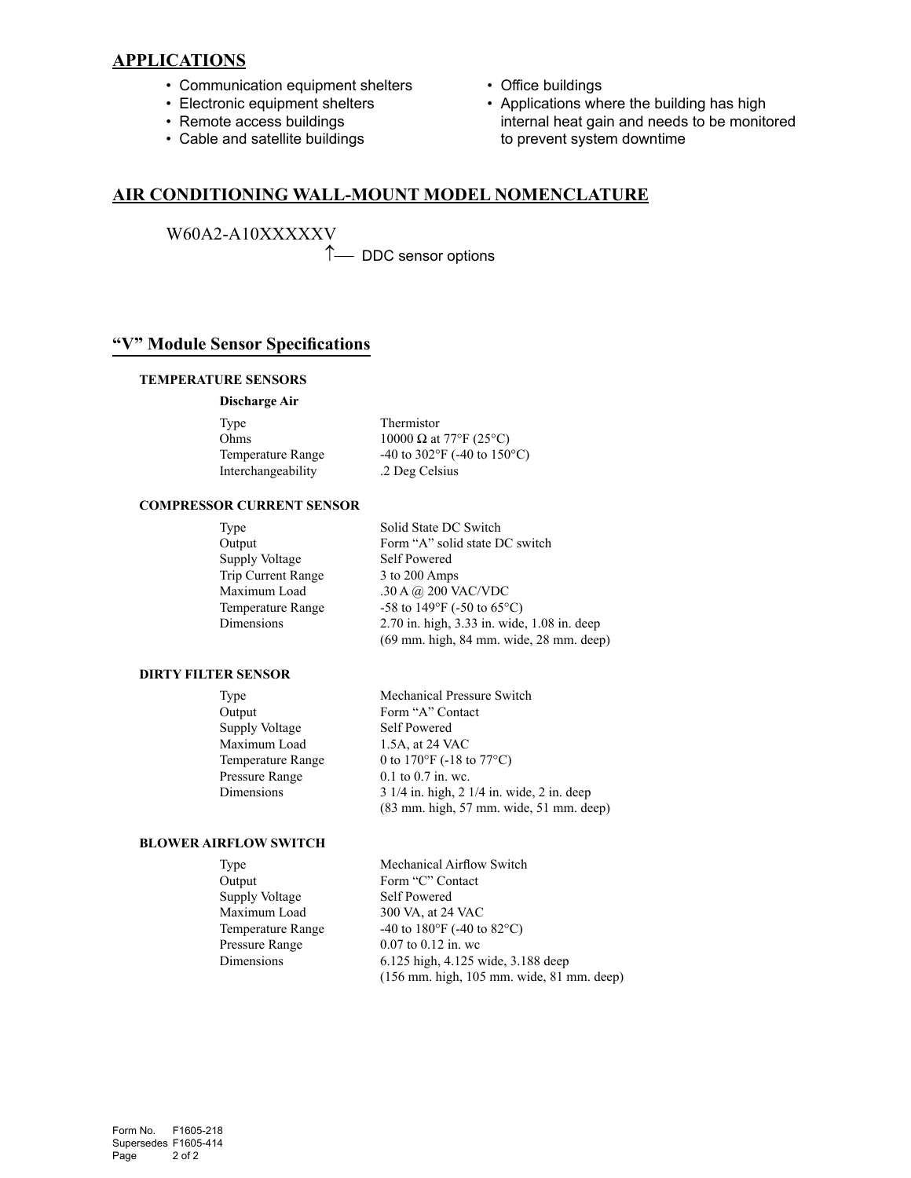## APPLICATIONS

- Communication equipment shelters
- Electronic equipment shelters
- Remote access buildings
- Cable and satellite buildings
- Office buildings
- Applications where the building has high internal heat gain and needs to be monitored to prevent system downtime

## AIR CONDITIONING WALL-MOUNT MODEL NOMENCLATURE

W60A2-A10XXXXXV

↑— DDC sensor options

## "V" Module Sensor Specifications

### TEMPERATURE SENSORS

**Discharge Air**

| | |
|---|---|
| Type | Thermistor |
| Ohms | 10000 Ω at 77°F (25°C) |
| Temperature Range | -40 to 302°F (-40 to 150°C) |
| Interchangeability | .2 Deg Celsius |

### COMPRESSOR CURRENT SENSOR

| | |
|---|---|
| Type | Solid State DC Switch |
| Output | Form "A" solid state DC switch |
| Supply Voltage | Self Powered |
| Trip Current Range | 3 to 200 Amps |
| Maximum Load | .30 A @ 200 VAC/VDC |
| Temperature Range | -58 to 149°F (-50 to 65°C) |
| Dimensions | 2.70 in. high, 3.33 in. wide, 1.08 in. deep (69 mm. high, 84 mm. wide, 28 mm. deep) |

### DIRTY FILTER SENSOR

| | |
|---|---|
| Type | Mechanical Pressure Switch |
| Output | Form "A" Contact |
| Supply Voltage | Self Powered |
| Maximum Load | 1.5A, at 24 VAC |
| Temperature Range | 0 to 170°F (-18 to 77°C) |
| Pressure Range | 0.1 to 0.7 in. wc. |
| Dimensions | 3 1/4 in. high, 2 1/4 in. wide, 2 in. deep (83 mm. high, 57 mm. wide, 51 mm. deep) |

### BLOWER AIRFLOW SWITCH

| | |
|---|---|
| Type | Mechanical Airflow Switch |
| Output | Form "C" Contact |
| Supply Voltage | Self Powered |
| Maximum Load | 300 VA, at 24 VAC |
| Temperature Range | -40 to 180°F (-40 to 82°C) |
| Pressure Range | 0.07 to 0.12 in. wc |
| Dimensions | 6.125 high, 4.125 wide, 3.188 deep (156 mm. high, 105 mm. wide, 81 mm. deep) |

Form No. F1605-218
Supersedes F1605-414